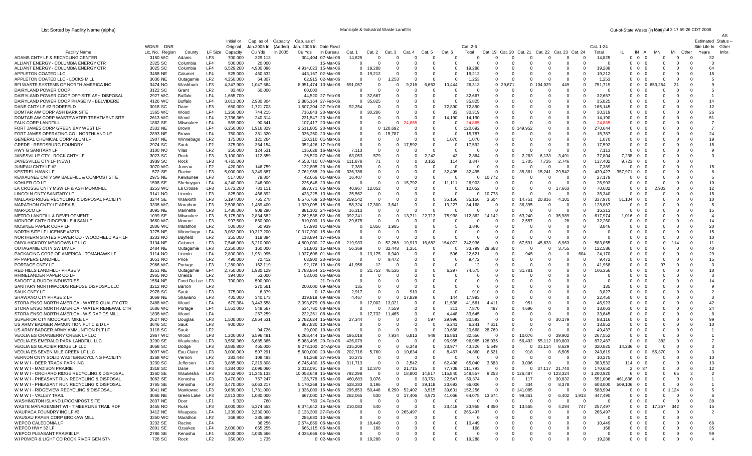List Sorted by Facility Name (alpha)

Municiple & Industrial Waste Landfills

| Facility Name | WDNR Lic. No. | DNR Region | County | LF Size | Initial or Original Capacity | Cap. as of Jan.2005 In Cu Yds | Capacity (Added) in 2005 | Cap. as of Jan. 2006 In Cu Yds | Date Rcvd in Bureau | Cat. 1 | Cat. 2 | Cat. 3 | Cat. 4 | Cat. 5 | Cat. 6 | Cat. 2-6 Total | Cat. 19 | Cat. 20 | Cat. 21 | Cat. 22 | Cat. 23 | Cat. 24 | Cat. 1-24 Total | Out-of-State Waste (in tons) IL | IN | IA | MN | MI | Other | Estimated Site Life In Years | AS Status -- Other Infor. |
|---|---|---|---|---|---|---|---|---|---|---|---|---|---|---|---|---|---|---|---|---|---|---|---|---|---|---|---|---|---|---|---|
| ADAMS CNTY LF & RECYCLING CENTER | 3150 | WC | Adams | LF3 | 700,000 | 329,113 | | 304,404 | 07-Mar-06 | 14,825 | 0 | 0 | 0 | 0 | 0 | 0 | 0 | 0 | 0 | 0 | 0 | 0 | 14,825 | 0 | 0 | 0 | 0 | 0 | 0 | 32 | |
| ALLIANT ENERGY - COLUMBIA ENERGY CTR | 2325 | SC | Columbia | LF4 | 500,000 | 20,000 | | | 15-Mar-06 | 0 | 0 | 0 | 0 | 0 | 0 | 0 | 0 | 0 | 0 | 0 | 0 | 0 | 0 | 0 | 0 | 0 | 0 | 0 | 0 | 3 | |
| ALLIANT ENERGY - COLUMBIA ENERGY CTR | 3025 | SC | Columbia | LF4 | 6,529,200 | 4,930,096 | | 4,914,023 | 15-Mar-06 | 0 | 19,288 | 0 | 0 | 0 | 0 | 19,288 | 0 | 0 | 0 | 0 | 0 | 0 | 19,288 | 0 | 0 | 0 | 0 | 0 | 0 | 64 | |
| APPLETON COATED LLC | 3458 | NE | Calumet | LF4 | 525,000 | 460,632 | | 443,167 | 02-Mar-06 | 0 | 19,212 | 0 | 0 | 0 | 0 | 19,212 | 0 | 0 | 0 | 0 | 0 | 0 | 19,212 | 0 | 0 | 0 | 0 | 0 | 0 | 15 | |
| APPLETON COATED LLC - LOCKS MILL | 3036 | NE | Outagamie | LF2 | 4,250,000 | 64,307 | | 62,915 | 02-Mar-06 | 0 | 0 | 1,253 | 0 | 0 | 0 | 1,253 | 0 | 0 | 0 | 0 | 0 | 0 | 1,253 | 0 | 0 | 0 | 0 | 0 | 0 | 5 | |
| BFI WASTE SYSTEMS OF NORTH AMERICA INC | 3474 | NO | Washburn | LF3 | 4,347,900 | 1,047,584 | | 8,951,474 | 13-Mar-06 | 591,057 | 0 | 0 | 9,216 | 6,653 | 10,444 | 26,313 | 0 | 29,871 | 0 | 104,029 | 449 | 0 | 751,719 | 0 | 0 | 0 | 653,254 | 31 | 0 | 9 | |
| DAIRYLAND POWER COOP | 3122 | SC | Grant | LF2 | 83,400 | 60,000 | | 60,000 | | 0 | 0 | 0 | 0 | 0 | 0 | 0 | 0 | 0 | 0 | 0 | 0 | 0 | 0 | 0 | 0 | 0 | 0 | 0 | 0 | 5 | |
| DAIRYLAND POWER COOP OFF-SITE ASH DISPOSAL | 2927 | WC | Buffalo | LF4 | 1,655,700 | | | 44,520 | 27-Feb-06 | 0 | 32,667 | 0 | 0 | 0 | 0 | 32,667 | 0 | 0 | 0 | 0 | 0 | 0 | 32,667 | 0 | 0 | 0 | 0 | 0 | 0 | 1 | |
| DAIRYLAND POWER COOP PHASE IV - BELVIDERE | 4126 | WC | Buffalo | LF4 | 3,011,000 | 2,930,304 | | 2,885,164 | 27-Feb-06 | 0 | 35,825 | 0 | 0 | 0 | 0 | 35,825 | 0 | 0 | 0 | 0 | 0 | 0 | 35,825 | 0 | 0 | 0 | 0 | 0 | 0 | 14 | |
| DANE CNTY LF #2 RODEFELD | 3018 | SC | Dane | LF3 | 650,000 | 1,721,703 | | 1,507,204 | 27-Feb-06 | 92,254 | 0 | 0 | 0 | 0 | 72,890 | 72,890 | 0 | 0 | 0 | 0 | 0 | 0 | 165,145 | 0 | 0 | 0 | 0 | 0 | 0 | 12 | |
| DOMTAR AW CORP ASH BARK SITE | 1365 | WC | Wood | LF4 | 1,260,000 | 744,215 | | 716,843 | 20-Mar-06 | 0 | 30,286 | 0 | 0 | 0 | 33 | 30,319 | 0 | 0 | 0 | 0 | 0 | 0 | 30,319 | 0 | 0 | 0 | 0 | 0 | 0 | 26 | |
| DOMTAR AW CORP WASTEWATER TREATMENT SITE | 2613 | WC | Wood | LF4 | 2,736,369 | 240,314 | | 231,547 | 20-Mar-06 | 0 | 0 | 0 | 0 | 0 | 14,190 | 14,190 | 0 | 0 | 0 | 0 | 0 | 0 | 14,190 | 0 | 0 | 0 | 0 | 0 | 0 | 51 | |
| FALK CORP LANDFILL | 1882 | SE | Milwaukee | LF4 | 569,000 | 90,841 | | 107,417 | 20-Mar-06 | 0 | 0 | 0 | 24,865 | 0 | 0 | 24,865 | 0 | 0 | 0 | 0 | 0 | 0 | 24,865 | 0 | 0 | 0 | 0 | 0 | 0 | 7 | |
| FORT JAMES CORP GREEN BAY WEST LF | 2332 | NE | Brown | LF4 | 6,250,000 | 1,916,829 | | 2,511,805 | 20-Mar-06 | 0 | 0 | 120,692 | 0 | 0 | 0 | 120,692 | 0 | 0 | 149,952 | 0 | 0 | 0 | 270,644 | 0 | 0 | 0 | 0 | 0 | 0 | 7 | |
| FORT JAMES OPERATING CO - NORTHLAND LF | 2893 | NE | Brown | LF4 | 750,000 | 351,320 | | 336,250 | 20-Mar-06 | 0 | 0 | 15,787 | 0 | 0 | 0 | 15,787 | 0 | 0 | 0 | 0 | 0 | 0 | 15,787 | 0 | 0 | 0 | 0 | 0 | 0 | 24 | |
| GENERAL CHEMICAL CORP ALUM LF | 1907 | NE | Winnebago | LF2 | 175,000 | 121,264 | | 120,310 | 01-Mar-06 | 0 | 0 | 0 | 0 | 0 | 1,070 | 1,070 | 0 | 0 | 0 | 0 | 0 | 0 | 1,070 | 0 | 0 | 0 | 0 | 0 | 0 | 19 | |
| GREDE - REEDSBURG FOUNDRY | 2974 | SC | Sauk | LF2 | 375,000 | 364,154 | | 352,426 | 17-Feb-06 | 0 | 0 | 0 | 17,592 | 0 | 0 | 17,592 | 0 | 0 | 0 | 0 | 0 | 0 | 17,592 | 0 | 0 | 0 | 0 | 0 | 0 | 15 | |
| HWY G SANITARY LF | 3100 | NO | Vilas | LF2 | 250,000 | 124,531 | | 116,628 | 16-Mar-06 | 7,113 | 0 | 0 | 0 | 0 | 0 | 0 | 0 | 0 | 0 | 0 | 0 | 0 | 7,113 | 0 | 0 | 0 | 0 | 0 | 0 | 9 | |
| JANESVILLE CTY - ROCK CNTY LF | 3023 | SC | Rock | LF3 | 3,100,000 | 112,859 | | 26,520 | 07-Mar-06 | 63,053 | 579 | 0 | 0 | 2,242 | 43 | 2,864 | 0 | 0 | 2,263 | 6,133 | 3,491 | 0 | 77,804 | 7,238 | 0 | 0 | 0 | 0 | 0 | 3 | |
| JANESVILLE CTY LF (NEW) | 3939 | SC | Rock | LF3 | 4,765,000 | | | 4,553,710 | 07-Mar-06 | 111,878 | 71 | 0 | 0 | 3,162 | 114 | 3,347 | 0 | 0 | 1,705 | 7,726 | 2,746 | 0 | 127,402 | 9,723 | 0 | 0 | 0 | 0 | 0 | | |
| JUNEAU CNTY LF #2 | 3070 | WC | Juneau | LF2 | 420,000 | 146,759 | | 132,805 | 20-Mar-06 | 7,389 | 0 | 0 | 0 | 0 | 0 | 0 | 0 | 0 | 0 | 0 | 0 | 0 | 7,389 | 0 | 0 | 0 | 0 | 0 | 0 | 15 | |
| KESTREL HAWK LF | 572 | SE | Racine | LF3 | 5,000,000 | 3,349,887 | | 2,762,958 | 20-Mar-06 | 326,788 | 0 | 0 | 0 | 0 | 32,495 | 32,495 | 0 | 0 | 35,361 | 15,241 | 29,542 | 0 | 439,427 | 357,971 | 0 | 0 | 0 | 0 | 0 | 8 | |
| KEWAUNEE CNTY SW BALEFILL & COMPOST SITE | 2975 | NE | Kewaunee | LF3 | 517,000 | 79,804 | | 42,666 | 01-Mar-06 | 16,407 | 0 | 0 | 0 | 0 | 0 | 0 | 10,772 | 0 | 0 | 0 | 0 | 0 | 27,179 | 0 | 0 | 0 | 0 | 0 | 0 | 5 | |
| KOHLER CO LF | 1508 | SE | Sheboygan | LF4 | 4,240,000 | 246,000 | | 225,648 | 20-Mar-06 | 0 | 0 | 0 | 15,792 | 0 | 11,111 | 26,903 | 0 | 0 | 0 | 0 | 0 | 0 | 26,903 | 0 | 0 | 0 | 0 | 0 | 0 | 10 | |
| LA CROSSE CNTY MSW LF & ASH MONOFILL | 3253 | WC | La Crosse | LF3 | 1,672,200 | 781,111 | | 697,671 | 06-Mar-06 | 40,967 | 12,052 | 0 | 0 | 0 | 0 | 12,052 | 0 | 0 | 0 | 0 | 17,663 | 0 | 70,682 | 0 | 0 | 0 | 2,903 | 0 | 0 | 12 | |
| LINCOLN CNTY SANITARY LF | 3141 | NO | Lincoln | LF3 | 825,000 | 466,892 | | 423,225 | 13-Mar-06 | 25,562 | 0 | 0 | 0 | 0 | 0 | 0 | 10,778 | 0 | 0 | 0 | 0 | 0 | 36,340 | 0 | 0 | 0 | 0 | 0 | 0 | 15 | |
| MALLARD RIDGE RECYCLING & DISPOSAL FACILITY | 3244 | SE | Walworth | LF3 | 5,197,000 | 765,278 | | 8,576,769 | 20-Mar-06 | 259,542 | 0 | 0 | 0 | 0 | 35,156 | 35,156 | 3,604 | 0 | 14,751 | 20,816 | 4,101 | 0 | 337,970 | 51,104 | 0 | 0 | 0 | 0 | 0 | 10 | |
| MARATHON CNTY LF AREA B | 3338 | WC | Marathon | LF3 | 2,508,000 | 1,489,400 | | 1,320,005 | 15-Mar-06 | 58,324 | 17,300 | 3,641 | 0 | 0 | 13,227 | 34,168 | 0 | 0 | 36,395 | 0 | 0 | 0 | 128,887 | 0 | 0 | 0 | 0 | 0 | 0 | 5 | |
| MAR-OCO LF | 3095 | NE | Marinette | LF3 | 1,480,000 | 908,290 | | 881,102 | 24-Feb-06 | 16,313 | 0 | 0 | 0 | 0 | 0 | 0 | 0 | 0 | 0 | 0 | 0 | 0 | 16,313 | 0 | 0 | 0 | 0 | 0 | 0 | 15 | |
| METRO LANDFILL & DEVELOPMENT | 1099 | SE | Milwaukee | LF3 | 5,175,000 | 2,834,682 | | 2,262,538 | 02-Mar-06 | 392,241 | 0 | 0 | 13,711 | 22,713 | 75,938 | 112,362 | 14,142 | 0 | 63,240 | 0 | 35,989 | 0 | 617,974 | 1,016 | 0 | 0 | 0 | 0 | 0 | 4 | |
| MONROE CNTY RIDGEVILLE II SAN LF | 3660 | WC | Monroe | LF3 | 997,500 | 860,000 | | 810,000 | 13-Mar-06 | 29,675 | 0 | 0 | 0 | 0 | 0 | 0 | 0 | 0 | 2,557 | 0 | 28 | 0 | 32,260 | 0 | 0 | 0 | 0 | 0 | 0 | 14 | |
| MOSINEE PAPER CORP LF | 2806 | WC | Marathon | LF2 | 500,000 | 60,939 | | 57,990 | 01-Mar-06 | 0 | 1,856 | 1,985 | 0 | 0 | 5 | 3,846 | 0 | 0 | 0 | 0 | 0 | 0 | 3,846 | 0 | 0 | 0 | 0 | 0 | 0 | 20 | |
| NORTH SITE LF LICENSE #3275 | 3275 | NE | Winnebago | LF3 | 3,062,000 | 10,317,200 | | 10,317,200 | 15-Mar-06 | 0 | 0 | 0 | 0 | 0 | 0 | 0 | 0 | 0 | 0 | 0 | 0 | 0 | 0 | 0 | 0 | 0 | 0 | 0 | 0 | 15 | |
| NORTHERN STATES POWER CO - WOODFIELD ASH LF | 3233 | NO | Bayfield | LF2 | 255,000 | 118,894 | | 118,894 | 17-Feb-06 | 0 | 0 | 0 | 0 | 0 | 0 | 0 | 0 | 0 | 0 | 0 | 0 | 0 | 0 | 0 | 0 | 0 | 0 | 0 | 0 | 10 | |
| ONYX HICKORY MEADOWS LF LLC | 3134 | NE | Calumet | LF3 | 7,546,000 | 5,210,000 | | 4,800,000 | 27-Mar-06 | 219,933 | 0 | 52,268 | 19,913 | 16,682 | 154,072 | 242,936 | 0 | 0 | 67,591 | 45,633 | 6,963 | 0 | 583,055 | 0 | 0 | 0 | 0 | 114 | 0 | 11 | |
| OUTAGAMIE CNTY SW DIV LF | 2484 | NE | Outagamie | LF3 | 2,250,000 | 160,000 | | 31,803 | 15-Mar-06 | 56,369 | 0 | 32,448 | 1,351 | 0 | 0 | 33,799 | 28,663 | 0 | 0 | 0 | 3,755 | 0 | 122,586 | 0 | 0 | 0 | 0 | 0 | 0 | 40 | |
| PACKAGING CORP OF AMERICA - TOMAHAWK LF | 3114 | NO | Lincoln | LF4 | 2,800,000 | 1,961,995 | | 1,927,608 | 01-Mar-06 | 0 | 13,175 | 8,940 | 0 | 0 | 506 | 22,621 | 0 | 0 | 945 | 0 | 0 | 604 | 24,170 | 0 | 0 | 0 | 0 | 0 | 0 | 29 | |
| PF PAPERS LANDFILL | 3051 | NO | Price | LF2 | 490,000 | 72,412 | | 63,900 | 23-Feb-06 | 0 | 0 | 9,472 | 0 | 0 | 0 | 9,472 | 0 | 0 | 0 | 0 | 0 | 0 | 9,472 | 0 | 0 | 0 | 0 | 0 | 0 | 15 | |
| PORTAGE CNTY LF | 2966 | WC | Portage | LF3 | 1,280,000 | 162,119 | | 92,176 | 13-Mar-06 | 41,956 | 12 | 0 | 0 | 0 | 0 | 12 | 0 | 0 | 0 | 0 | 0 | 0 | 41,968 | 0 | 0 | 0 | 97 | 0 | 0 | 3 | |
| RED HILLS LANDFILL - PHASE V | 3251 | NE | Outagamie | LF4 | 2,750,000 | 1,930,129 | | 1,788,864 | 21-Feb-06 | 0 | 21,753 | 46,526 | 0 | 0 | 6,297 | 74,575 | 0 | 0 | 31,781 | 0 | 0 | 0 | 106,356 | 0 | 0 | 0 | 0 | 0 | 0 | 18 | |
| RHINELANDER PAPER CO LF | 2965 | NO | Oneida | LF2 | 394,000 | 53,000 | | 53,000 | 06-Mar-06 | 0 | 0 | 0 | 0 | 0 | 0 | 0 | 0 | 0 | 0 | 0 | 0 | 0 | 0 | 0 | 0 | 0 | 0 | 0 | 0 | 3 | |
| SADOFF & RUDOY INDUSTRIES | 1554 | NE | Fond Du Lac | LF3 | 700,000 | 500,000 | | | 21-Feb-06 | 0 | 0 | 0 | 0 | 0 | 0 | 0 | 0 | 0 | 0 | 0 | 0 | 0 | 0 | 0 | 0 | 0 | 0 | 0 | 0 | 14 | |
| SANITARY NORTHWOODS REFUSE DISPOSAL LLC | 3212 | NO | Barron | LF3 | | 270,561 | | 200,000 | 09-Mar-06 | 135 | 0 | 0 | 0 | 0 | 0 | 0 | 0 | 0 | 0 | 0 | 0 | 0 | 135 | 0 | 0 | 0 | 0 | 0 | 0 | 9 | |
| SAUK CNTY LF | 2978 | SC | Sauk | LF3 | 775,000 | 6,379 | | 0 | 17-Mar-06 | 2,917 | 0 | 0 | 910 | 0 | 0 | 910 | 0 | 0 | 0 | 0 | 0 | 0 | 3,827 | 0 | 0 | 0 | 0 | 0 | 0 | 2 | |
| SHAWANO CTY PHASE 2 LF | 3069 | NE | Shawano | LF3 | 405,000 | 340,173 | | 319,818 | 09-Mar-06 | 4,467 | 0 | 0 | 17,839 | 0 | 144 | 17,983 | 0 | 0 | 0 | 0 | 0 | 0 | 22,450 | 0 | 0 | 0 | 0 | 0 | 0 | 3 | |
| STORA ENSO NORTH AMERICA - WATER QUALITY CTR | 2488 | WC | Wood | LF4 | 679,384 | 3,443,558 | | 3,393,879 | 08-Mar-06 | 0 | 17,002 | 13,021 | 0 | 0 | 11,538 | 41,561 | 4,411 | 0 | 951 | 0 | 0 | 0 | 46,923 | 0 | 0 | 0 | 0 | 0 | 0 | 42 | |
| STORA ENSO NORTH AMERICA - WATER RENEWAL CTR | 1686 | WC | Portage | LF4 | 1,551,000 | 548,567 | | 534,760 | 08-Mar-06 | 0 | 0 | 7,559 | 0 | 0 | 311 | 7,870 | 497 | 0 | 4,696 | 0 | 0 | 0 | 13,063 | 0 | 0 | 0 | 0 | 0 | 0 | 24 | |
| STORA ENSO NORTH AMERICA - WIS RAPIDS MILL | 1838 | WC | Wood | LF4 | | 257,259 | | 222,261 | 08-Mar-06 | 0 | 17,732 | 11,465 | 0 | 0 | 4,448 | 33,645 | 0 | 0 | 0 | 0 | 0 | 0 | 33,645 | 0 | 0 | 0 | 0 | 0 | 0 | 8 | |
| SUPERIOR CTY MOCCASIN MIKE LF | 2627 | NO | Douglas | LF3 | 1,500,000 | 2,864,531 | | 2,782,624 | 15-Mar-06 | 27,344 | 0 | 0 | 0 | 597 | 29,996 | 30,593 | 0 | 0 | 0 | 0 | 30,179 | 0 | 88,116 | 0 | 0 | 0 | 0 | 0 | 0 | 99 | |
| US ARMY BADGER AMMUNITION PLT C & D LF | 3646 | SC | Sauk | LF3 | 900,000 | | | 867,830 | 10-Mar-06 | 0 | 0 | 0 | 0 | 0 | 6,241 | 6,241 | 7,611 | 0 | 0 | 0 | 0 | 0 | 13,852 | 0 | 0 | 0 | 0 | 0 | 0 | 10 | |
| US ARMY BADGER ARMY AMMUNITION PLT LF | 3118 | SC | Sauk | LF2 | | 94,726 | | 39,000 | 10-Mar-06 | 0 | 0 | 0 | 0 | 0 | 20,668 | 20,668 | 28,769 | 0 | 0 | 0 | 0 | 0 | 49,437 | 0 | 0 | 0 | 0 | 0 | 0 | | |
| VEOLIA ES CRANBERRY CREEK LF LLC | 2967 | WC | Wood | LF3 | 1,200,000 | 6,596,481 | | 6,268,444 | 15-Mar-06 | 195,018 | 0 | 7,934 | 6,813 | 949 | 16,861 | 32,556 | 0 | 0 | 10,076 | 0 | 29,902 | 0 | 267,552 | 0 | 0 | 0 | 0 | 0 | 0 | 1 | |
| VEOLIA ES EMERALD PARK LANDFILL LLC | 3290 | SE | Waukesha | LF3 | 3,550,360 | 6,685,365 | | 5,988,495 | 20-Feb-06 | 426,079 | 0 | 0 | 0 | 0 | 96,965 | 96,965 | 128,035 | 0 | 56,492 | 55,112 | 109,803 | 0 | 872,487 | 0 | 0 | 0 | 382 | 0 | 0 | 7 | |
| VEOLIA ES GLACIER RIDGE LF LLC | 3068 | SC | Dodge | LF3 | 3,885,800 | 465,000 | | 9,273,100 | 24-Apr-06 | 235,209 | 0 | 0 | 6,348 | 0 | 33,977 | 40,326 | 5,549 | 0 | 31,114 | 0 | 8,629 | 0 | 320,825 | 14,236 | 0 | 0 | 0 | 0 | 0 | 3 | |
| VEOLIA ES SEVEN MILE CREEK LF LLC | 3097 | WC | Eau Claire | LF3 | 3,000,000 | 597,291 | | 5,600,000 | 20-Mar-06 | 202,716 | 5,760 | 0 | 10,634 | 0 | 8,467 | 24,860 | 8,621 | 0 | 918 | 0 | 6,505 | 0 | 243,619 | 0 | 0 | 0 | 55,370 | 0 | 0 | 3 | |
| VERNON CNTY SOLID WASTE/RECYCLING FACILITY | 3268 | WC | Vernon | LF2 | 283,448 | 108,493 | | 91,368 | 27-Feb-06 | 10,275 | 0 | 0 | 0 | 0 | 0 | 0 | 0 | 0 | 0 | 0 | 0 | 0 | 10,275 | 0 | 0 | 0 | 0 | 0 | 0 | 10 | |
| W M W I - DEER TRACK PARK INC | 3230 | SC | Jefferson | LF3 | 3,885,800 | 7,319,808 | | 6,745,430 | 15-Mar-06 | 311,713 | 0 | 0 | 2,542 | 0 | 62,498 | 65,040 | 3,683 | 0 | 3,096 | 0 | 0 | 0 | 383,532 | 114 | 0 | 0 | 0 | 0 | 0 | 13 | |
| W M W I - MADISON PRAIRIE | 3318 | SC | Dane | LF3 | 4,284,000 | 2,096,060 | | 2,012,091 | 15-Mar-06 | 0 | 12,370 | 0 | 21,715 | 0 | 77,708 | 111,793 | 0 | 0 | 0 | 37,117 | 21,740 | 0 | 170,650 | 2 | 0 | 37 | 0 | 0 | 0 | 12 | |
| W M W I - ORCHARD RIDGE RECYCLING & DISPOSAL | 3360 | SE | Waukesha | LF3 | 9,352,900 | 11,345,133 | | 10,053,649 | 15-Mar-06 | 792,298 | 0 | 0 | 18,900 | 14,817 | 115,840 | 149,557 | 9,253 | 0 | 126,487 | 0 | 123,324 | 0 | 1,200,920 | 6 | 0 | 0 | 0 | 65 | 3 | 2 | |
| W M W I - PHEASANT RUN RECYCLING & DISPOSAL | 3062 | SE | Kenosha | LF3 | 3,470,000 | 757,247 | | 138,778 | 15-Mar-06 | 460,683 | 3,076 | 0 | 0 | 33,751 | 22,547 | 59,374 | 0 | 0 | 117 | 0 | 30,832 | 0 | 551,006 | 461,636 | 0 | 0 | 0 | 0 | 0 | 1 | |
| W M W I - PHEASANT RUN RECYCLING & DISPOSAL | 3765 | SE | Kenosha | LF3 | 3,470,000 | 6,063,217 | | 5,170,266 | 15-Mar-06 | 528,283 | 3,196 | 0 | 0 | 39,118 | 23,692 | 66,006 | 0 | 0 | 334 | 0 | 8,378 | 0 | 603,000 | 509,106 | 0 | 0 | 0 | 0 | 0 | 1 | |
| W M W I - RIDGEVIEW RECYCLING & DISPOSAL | 3041 | NE | Manitowoc | LF3 | 9,689,000 | 1,781,000 | | 1,336,000 | 16-Mar-06 | 295,653 | 50,448 | 6,290 | 52,402 | 3,515 | 39,601 | 152,256 | 0 | 0 | 141,085 | 0 | 0 | 0 | 588,994 | 0 | 0 | 0 | 0 | 1,124 | 0 | 5 | |
| W M W I - VALLEY TRAIL | 3066 | NE | Green Lake | LF3 | 2,813,000 | 1,080,000 | | 667,000 | 17-Mar-06 | 262,065 | 630 | 0 | 17,406 | 4,973 | 41,066 | 64,075 | 13,674 | 0 | 99,361 | 0 | 6,402 | 1,913 | 447,490 | 0 | 0 | 0 | 0 | 0 | 0 | 6 | |
| WASHINGTON ISLAND LF/COMPOST SITE | 2837 | NE | Door | LF1 | 9,320 | 760 | | 760 | 24-Feb-06 | 0 | 0 | 0 | 0 | 0 | 0 | 0 | 0 | 0 | 0 | 0 | 0 | 0 | 0 | 0 | 0 | 0 | 0 | 0 | 0 | 38 | |
| WASTE MANAGEMENT WI - TIMBERLINE TRAIL RDF | 3455 | NO | Rusk | LF3 | 3,000,000 | 6,374,553 | | 6,074,642 | 15-Mar-06 | 210,083 | 540 | 0 | 0 | 0 | 23,418 | 23,958 | 4,850 | 0 | 13,565 | 0 | 4,294 | 747 | 257,497 | 0 | 0 | 0 | 17,257 | 342 | 0 | 15 | |
| WAUPACA FOUNDRY INC LF #3 | 3412 | NE | Waupaca | LF4 | 1,339,000 | 2,330,000 | | 2,133,300 | 27-Feb-06 | 0 | 0 | 0 | 265,497 | 0 | 0 | 265,497 | 0 | 0 | 0 | 0 | 0 | 0 | 265,497 | 0 | 0 | 0 | 0 | 0 | 0 | 2 | |
| WAUSAU PAPER CORP BROKAW MILL | 3350 | WC | Marathon | LF2 | 368,900 | 285,680 | | 285,680 | 13-Mar-06 | 0 | 0 | 0 | 0 | 0 | 0 | 0 | 0 | 0 | 0 | 0 | 0 | 0 | 0 | 0 | 0 | 0 | 0 | 0 | 0 | | |
| WEPCO CALEDONIA LF | 3232 | SE | Racine | LF4 | | 36,256 | | 2,574,869 | 06-Mar-06 | 0 | 10,449 | 0 | 0 | 0 | 0 | 10,449 | 0 | 0 | 0 | 0 | 0 | 0 | 10,449 | 0 | 0 | 0 | 0 | 0 | 0 | 66 | |
| WEPCO HWY 32 LF | 2801 | SE | Ozaukee | LF4 | 2,000,000 | 665,255 | | 665,115 | 06-Mar-06 | 0 | 168 | 0 | 0 | 0 | 0 | 168 | 0 | 0 | 0 | 0 | 0 | 0 | 168 | 0 | 0 | 0 | 0 | 0 | 0 | 35 | |
| WEPCO PLEASANT PRAIRIE LF | 2786 | SE | Kenosha | LF4 | 5,000,000 | 4,035,666 | | 4,035,666 | 06-Mar-06 | 0 | 0 | 0 | 0 | 0 | 0 | 0 | 0 | 0 | 0 | 0 | 0 | 0 | 0 | 0 | 0 | 0 | 0 | 0 | 0 | 99 | |
| WI POWER & LIGHT CO ROCK RIVER GEN STN | 728 | SC | Rock | LF2 | 350,000 | 1,735 | | 0 | 02-Mar-06 | 0 | 19,288 | 0 | 0 | 0 | 0 | 19,288 | 0 | 0 | 0 | 0 | 0 | 0 | 19,288 | 0 | 0 | 0 | 0 | 0 | 0 | 4 | |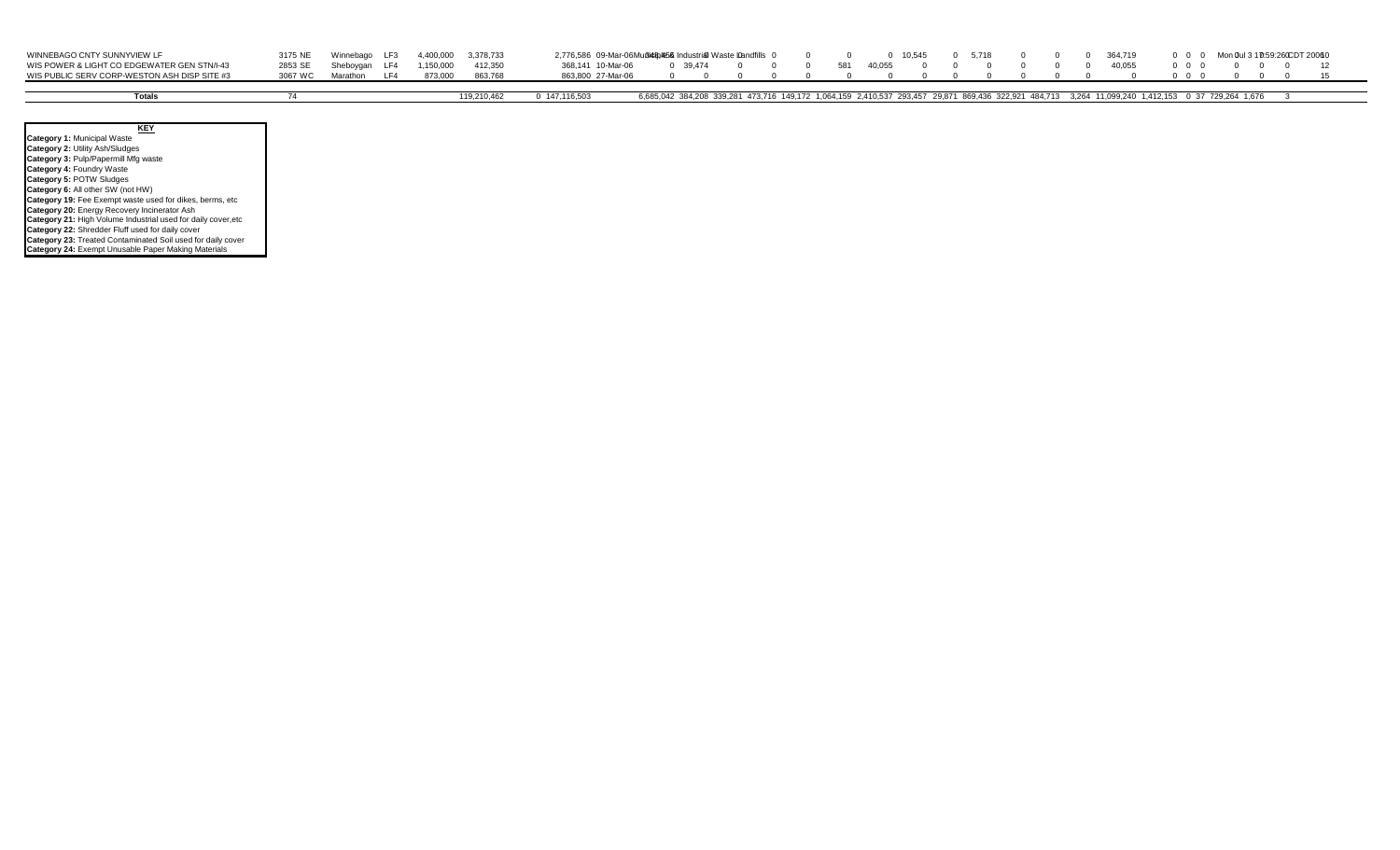| | | | | | | | | | | | | | | | | | | | | | | | | | | | | | | | | | | | | | |
|---|---|---|---|---|---|---|---|---|---|---|---|---|---|---|---|---|---|---|---|---|---|---|---|---|---|---|---|---|---|---|---|---|---|---|---|---|---|
| WINNEBAGO CNTY SUNNYVIEW LF | 3175 NE | Winnebago | LF3 | 4,400,000 | 3,378,733 | | 2,776,586 | 09-Mar-06 | Municipal & Industrial Waste Landfills | 0 | 0 | 0 | 0 | 0 | 10,545 | 0 | 5,718 | 0 | 0 | 0 | 364,719 | 0 | 0 | 0 | Mon Jul 3 10:59:26 CDT 2006 | 0 | 0 | 10 |
| WIS POWER & LIGHT CO EDGEWATER GEN STN/I-43 | 2853 SE | Sheboygan | LF4 | 1,150,000 | 412,350 | | 368,141 | 10-Mar-06 | | 0 | 39,474 | 0 | 0 | 0 | 581 | 40,055 | 0 | 0 | 0 | 0 | 0 | 0 | 40,055 | 0 | 0 | 0 | 0 | 0 | 0 | 12 |
| WIS PUBLIC SERV CORP-WESTON ASH DISP SITE #3 | 3067 WC | Marathon | LF4 | 873,000 | 863,768 | | 863,800 | 27-Mar-06 | | 0 | 0 | 0 | 0 | 0 | 0 | 0 | 0 | 0 | 0 | 0 | 0 | 0 | 0 | 0 | 0 | 0 | 0 | 0 | 0 | 15 |
| **Totals** | 74 | | | | 119,210,462 | 0 | 147,116,503 | | | 6,685,042 | 384,208 | 339,281 | 473,716 | 149,172 | 1,064,159 | 2,410,537 | 293,457 | 29,871 | 869,436 | 322,921 | 484,713 | 3,264 | 11,099,240 | 1,412,153 | 0 | 37 | 729,264 | 1,676 | | 3 |

**KEY**

**Category 1:** Municipal Waste
**Category 2:** Utility Ash/Sludges
**Category 3:** Pulp/Papermill Mfg waste
**Category 4:** Foundry Waste
**Category 5:** POTW Sludges
**Category 6:** All other SW (not HW)
**Category 19:** Fee Exempt waste used for dikes, berms, etc
**Category 20:** Energy Recovery Incinerator Ash
**Category 21:** High Volume Industrial used for daily cover,etc
**Category 22:** Shredder Fluff used for daily cover
**Category 23:** Treated Contaminated Soil used for daily cover
**Category 24:** Exempt Unusable Paper Making Materials